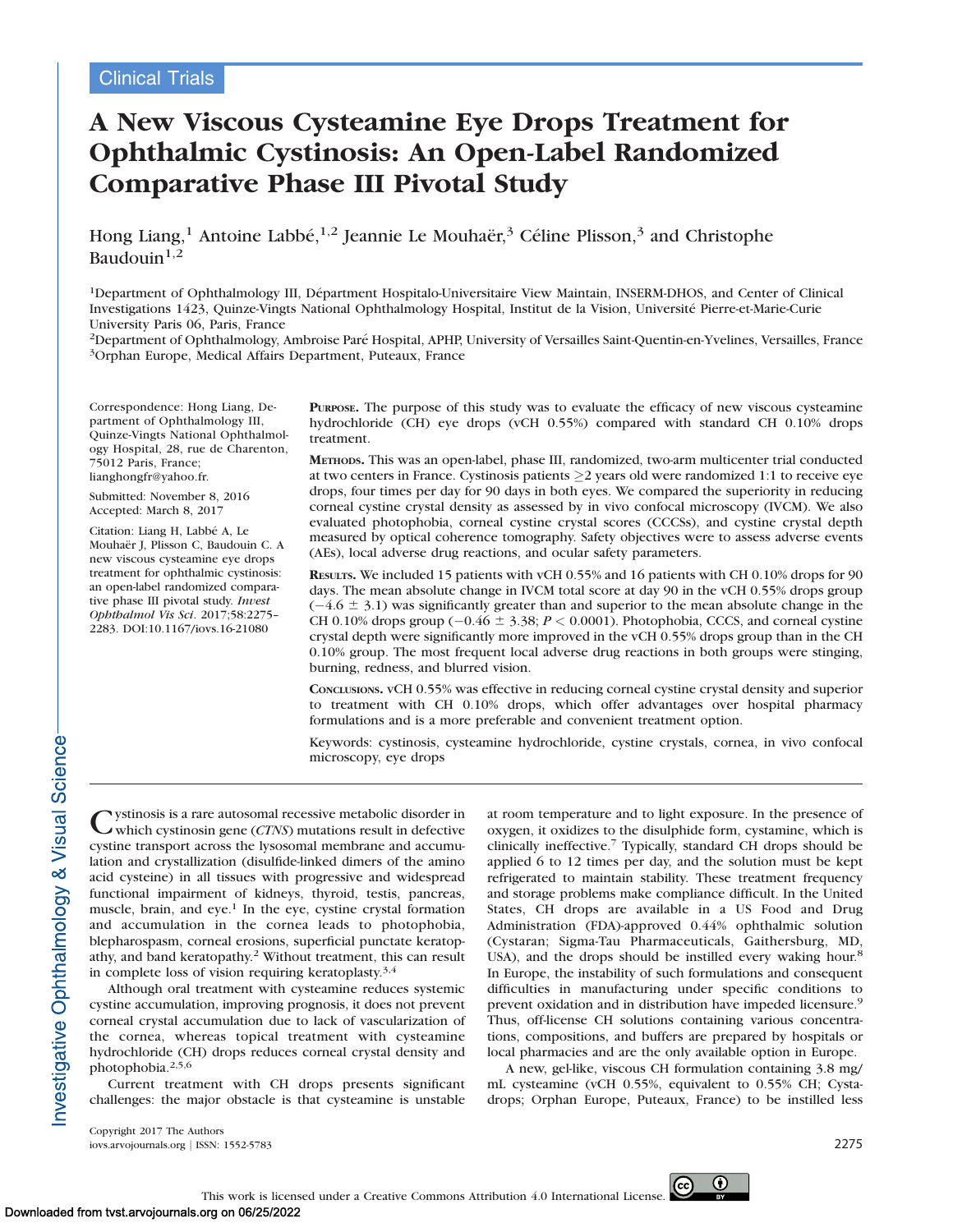Clinical Trials

# A New Viscous Cysteamine Eye Drops Treatment for Ophthalmic Cystinosis: An Open-Label Randomized Comparative Phase III Pivotal Study

Hong Liang,[1] Antoine Labbé,[1,2] Jeannie Le Mouhaër,[3] Céline Plisson,[3] and Christophe Baudouin[1,2]

[1]Department of Ophthalmology III, Département Hospitalo-Universitaire View Maintain, INSERM-DHOS, and Center of Clinical Investigations 1423, Quinze-Vingts National Ophthalmology Hospital, Institut de la Vision, Université Pierre-et-Marie-Curie University Paris 06, Paris, France

[2]Department of Ophthalmology, Ambroise Paré Hospital, APHP, University of Versailles Saint-Quentin-en-Yvelines, Versailles, France

[3]Orphan Europe, Medical Affairs Department, Puteaux, France

Correspondence: Hong Liang, Department of Ophthalmology III, Quinze-Vingts National Ophthalmology Hospital, 28, rue de Charenton, 75012 Paris, France; lianghongfr@yahoo.fr.

Submitted: November 8, 2016
Accepted: March 8, 2017

Citation: Liang H, Labbé A, Le Mouhaër J, Plisson C, Baudouin C. A new viscous cysteamine eye drops treatment for ophthalmic cystinosis: an open-label randomized comparative phase III pivotal study. *Invest Ophthalmol Vis Sci*. 2017;58:2275–2283. DOI:10.1167/iovs.16-21080

**PURPOSE.** The purpose of this study was to evaluate the efficacy of new viscous cysteamine hydrochloride (CH) eye drops (vCH 0.55%) compared with standard CH 0.10% drops treatment.

**METHODS.** This was an open-label, phase III, randomized, two-arm multicenter trial conducted at two centers in France. Cystinosis patients ≥2 years old were randomized 1:1 to receive eye drops, four times per day for 90 days in both eyes. We compared the superiority in reducing corneal cystine crystal density as assessed by in vivo confocal microscopy (IVCM). We also evaluated photophobia, corneal cystine crystal scores (CCCSs), and cystine crystal depth measured by optical coherence tomography. Safety objectives were to assess adverse events (AEs), local adverse drug reactions, and ocular safety parameters.

**RESULTS.** We included 15 patients with vCH 0.55% and 16 patients with CH 0.10% drops for 90 days. The mean absolute change in IVCM total score at day 90 in the vCH 0.55% drops group ($-4.6 \pm 3.1$) was significantly greater than and superior to the mean absolute change in the CH 0.10% drops group ($-0.46 \pm 3.38$; $P < 0.0001$). Photophobia, CCCS, and corneal cystine crystal depth were significantly more improved in the vCH 0.55% drops group than in the CH 0.10% group. The most frequent local adverse drug reactions in both groups were stinging, burning, redness, and blurred vision.

**CONCLUSIONS.** vCH 0.55% was effective in reducing corneal cystine crystal density and superior to treatment with CH 0.10% drops, which offer advantages over hospital pharmacy formulations and is a more preferable and convenient treatment option.

Keywords: cystinosis, cysteamine hydrochloride, cystine crystals, cornea, in vivo confocal microscopy, eye drops

Cystinosis is a rare autosomal recessive metabolic disorder in which cystinosin gene (*CTNS*) mutations result in defective cystine transport across the lysosomal membrane and accumulation and crystallization (disulfide-linked dimers of the amino acid cysteine) in all tissues with progressive and widespread functional impairment of kidneys, thyroid, testis, pancreas, muscle, brain, and eye.[1] In the eye, cystine crystal formation and accumulation in the cornea leads to photophobia, blepharospasm, corneal erosions, superficial punctate keratopathy, and band keratopathy.[2] Without treatment, this can result in complete loss of vision requiring keratoplasty.[3,4]

Although oral treatment with cysteamine reduces systemic cystine accumulation, improving prognosis, it does not prevent corneal crystal accumulation due to lack of vascularization of the cornea, whereas topical treatment with cysteamine hydrochloride (CH) drops reduces corneal crystal density and photophobia.[2,5,6]

Current treatment with CH drops presents significant challenges: the major obstacle is that cysteamine is unstable at room temperature and to light exposure. In the presence of oxygen, it oxidizes to the disulphide form, cystamine, which is clinically ineffective.[7] Typically, standard CH drops should be applied 6 to 12 times per day, and the solution must be kept refrigerated to maintain stability. These treatment frequency and storage problems make compliance difficult. In the United States, CH drops are available in a US Food and Drug Administration (FDA)-approved 0.44% ophthalmic solution (Cystaran; Sigma-Tau Pharmaceuticals, Gaithersburg, MD, USA), and the drops should be instilled every waking hour.[8] In Europe, the instability of such formulations and consequent difficulties in manufacturing under specific conditions to prevent oxidation and in distribution have impeded licensure.[9] Thus, off-license CH solutions containing various concentrations, compositions, and buffers are prepared by hospitals or local pharmacies and are the only available option in Europe.

A new, gel-like, viscous CH formulation containing 3.8 mg/mL cysteamine (vCH 0.55%, equivalent to 0.55% CH; Cystadrops; Orphan Europe, Puteaux, France) to be instilled less

Copyright 2017 The Authors
iovs.arvojournals.org | ISSN: 1552-5783

This work is licensed under a Creative Commons Attribution 4.0 International License.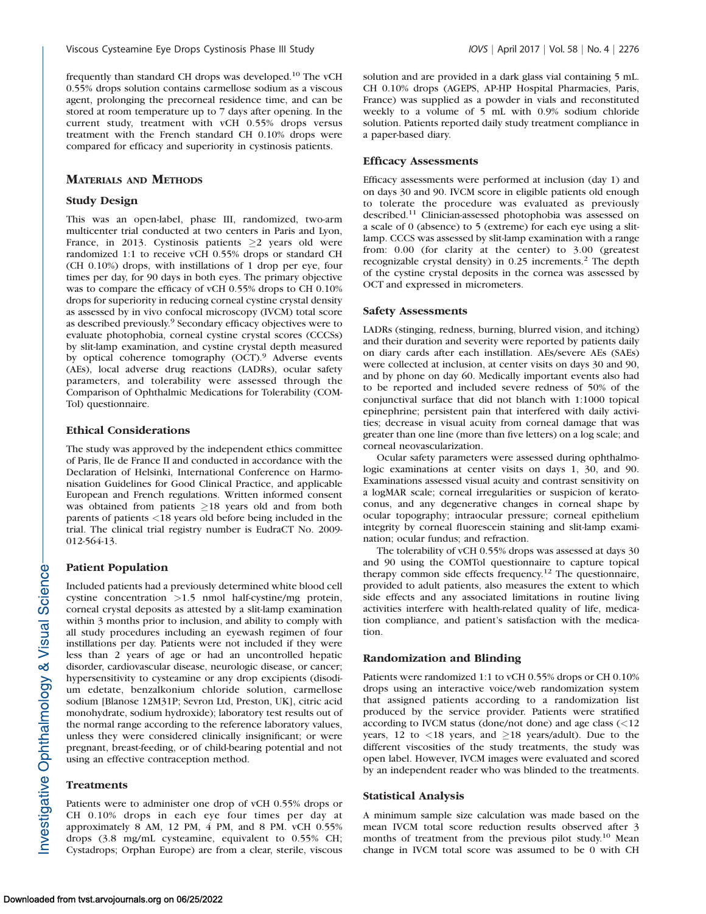frequently than standard CH drops was developed.[10] The vCH 0.55% drops solution contains carmellose sodium as a viscous agent, prolonging the precorneal residence time, and can be stored at room temperature up to 7 days after opening. In the current study, treatment with vCH 0.55% drops versus treatment with the French standard CH 0.10% drops were compared for efficacy and superiority in cystinosis patients.

## Materials and Methods

### Study Design

This was an open-label, phase III, randomized, two-arm multicenter trial conducted at two centers in Paris and Lyon, France, in 2013. Cystinosis patients ≥2 years old were randomized 1:1 to receive vCH 0.55% drops or standard CH (CH 0.10%) drops, with instillations of 1 drop per eye, four times per day, for 90 days in both eyes. The primary objective was to compare the efficacy of vCH 0.55% drops to CH 0.10% drops for superiority in reducing corneal cystine crystal density as assessed by in vivo confocal microscopy (IVCM) total score as described previously.[9] Secondary efficacy objectives were to evaluate photophobia, corneal cystine crystal scores (CCCSs) by slit-lamp examination, and cystine crystal depth measured by optical coherence tomography (OCT).[9] Adverse events (AEs), local adverse drug reactions (LADRs), ocular safety parameters, and tolerability were assessed through the Comparison of Ophthalmic Medications for Tolerability (COM-Tol) questionnaire.

### Ethical Considerations

The study was approved by the independent ethics committee of Paris, Ile de France II and conducted in accordance with the Declaration of Helsinki, International Conference on Harmonisation Guidelines for Good Clinical Practice, and applicable European and French regulations. Written informed consent was obtained from patients ≥18 years old and from both parents of patients <18 years old before being included in the trial. The clinical trial registry number is EudraCT No. 2009-012-564-13.

### Patient Population

Included patients had a previously determined white blood cell cystine concentration >1.5 nmol half-cystine/mg protein, corneal crystal deposits as attested by a slit-lamp examination within 3 months prior to inclusion, and ability to comply with all study procedures including an eyewash regimen of four instillations per day. Patients were not included if they were less than 2 years of age or had an uncontrolled hepatic disorder, cardiovascular disease, neurologic disease, or cancer; hypersensitivity to cysteamine or any drop excipients (disodium edetate, benzalkonium chloride solution, carmellose sodium [Blanose 12M31P; Sevron Ltd, Preston, UK], citric acid monohydrate, sodium hydroxide); laboratory test results out of the normal range according to the reference laboratory values, unless they were considered clinically insignificant; or were pregnant, breast-feeding, or of child-bearing potential and not using an effective contraception method.

### Treatments

Patients were to administer one drop of vCH 0.55% drops or CH 0.10% drops in each eye four times per day at approximately 8 AM, 12 PM, 4 PM, and 8 PM. vCH 0.55% drops (3.8 mg/mL cysteamine, equivalent to 0.55% CH; Cystadrops; Orphan Europe) are from a clear, sterile, viscous solution and are provided in a dark glass vial containing 5 mL. CH 0.10% drops (AGEPS, AP-HP Hospital Pharmacies, Paris, France) was supplied as a powder in vials and reconstituted weekly to a volume of 5 mL with 0.9% sodium chloride solution. Patients reported daily study treatment compliance in a paper-based diary.

### Efficacy Assessments

Efficacy assessments were performed at inclusion (day 1) and on days 30 and 90. IVCM score in eligible patients old enough to tolerate the procedure was evaluated as previously described.[11] Clinician-assessed photophobia was assessed on a scale of 0 (absence) to 5 (extreme) for each eye using a slit-lamp. CCCS was assessed by slit-lamp examination with a range from: 0.00 (for clarity at the center) to 3.00 (greatest recognizable crystal density) in 0.25 increments.[2] The depth of the cystine crystal deposits in the cornea was assessed by OCT and expressed in micrometers.

### Safety Assessments

LADRs (stinging, redness, burning, blurred vision, and itching) and their duration and severity were reported by patients daily on diary cards after each instillation. AEs/severe AEs (SAEs) were collected at inclusion, at center visits on days 30 and 90, and by phone on day 60. Medically important events also had to be reported and included severe redness of 50% of the conjunctival surface that did not blanch with 1:1000 topical epinephrine; persistent pain that interfered with daily activities; decrease in visual acuity from corneal damage that was greater than one line (more than five letters) on a log scale; and corneal neovascularization.

Ocular safety parameters were assessed during ophthalmologic examinations at center visits on days 1, 30, and 90. Examinations assessed visual acuity and contrast sensitivity on a logMAR scale; corneal irregularities or suspicion of keratoconus, and any degenerative changes in corneal shape by ocular topography; intraocular pressure; corneal epithelium integrity by corneal fluorescein staining and slit-lamp examination; ocular fundus; and refraction.

The tolerability of vCH 0.55% drops was assessed at days 30 and 90 using the COMTol questionnaire to capture topical therapy common side effects frequency.[12] The questionnaire, provided to adult patients, also measures the extent to which side effects and any associated limitations in routine living activities interfere with health-related quality of life, medication compliance, and patient's satisfaction with the medication.

### Randomization and Blinding

Patients were randomized 1:1 to vCH 0.55% drops or CH 0.10% drops using an interactive voice/web randomization system that assigned patients according to a randomization list produced by the service provider. Patients were stratified according to IVCM status (done/not done) and age class (<12 years, 12 to <18 years, and ≥18 years/adult). Due to the different viscosities of the study treatments, the study was open label. However, IVCM images were evaluated and scored by an independent reader who was blinded to the treatments.

### Statistical Analysis

A minimum sample size calculation was made based on the mean IVCM total score reduction results observed after 3 months of treatment from the previous pilot study.[10] Mean change in IVCM total score was assumed to be 0 with CH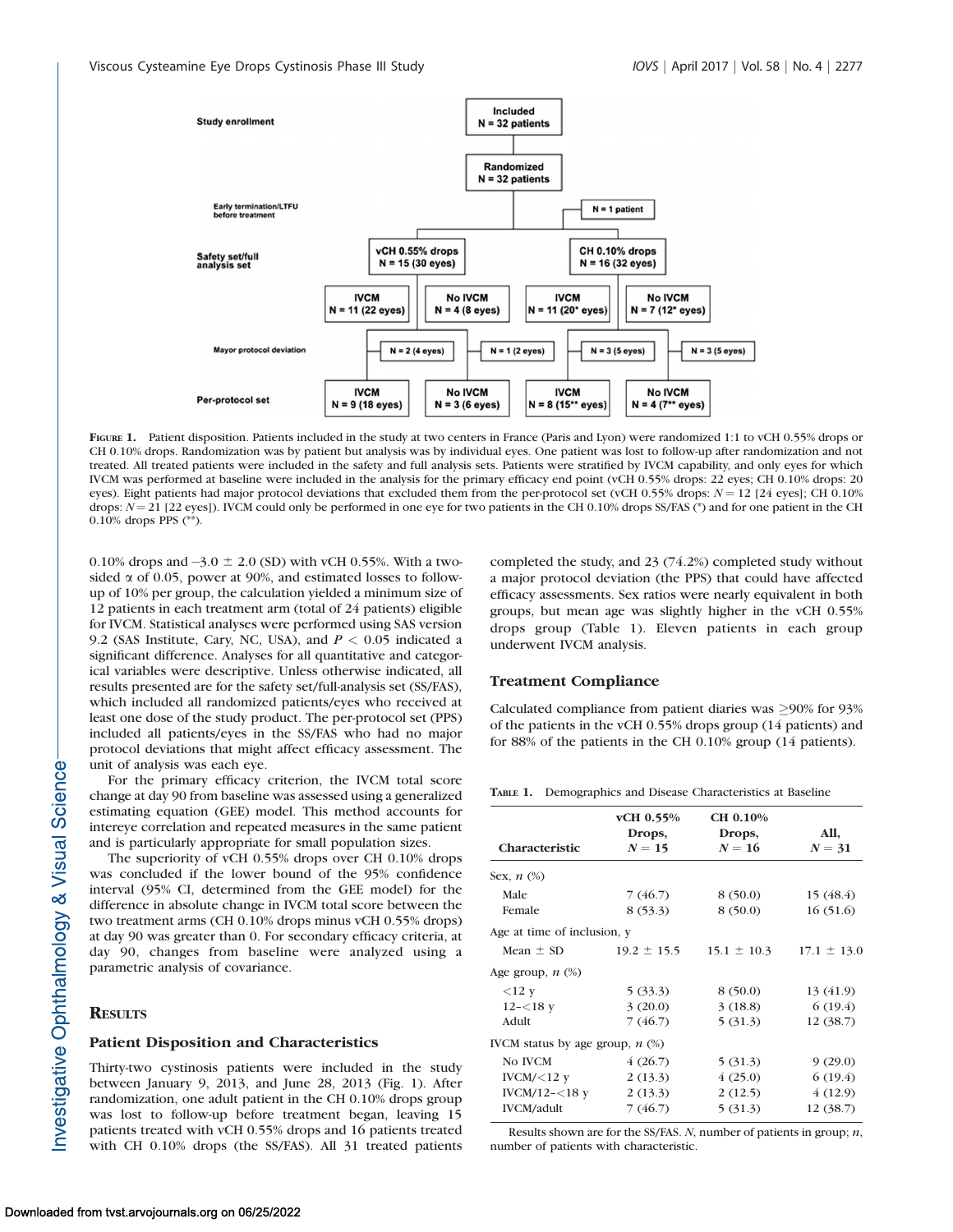Figure 1. Patient disposition. Patients included in the study at two centers in France (Paris and Lyon) were randomized 1:1 to vCH 0.55% drops or CH 0.10% drops. Randomization was by patient but analysis was by individual eyes. One patient was lost to follow-up after randomization and not treated. All treated patients were included in the safety and full analysis sets. Patients were stratified by IVCM capability, and only eyes for which IVCM was performed at baseline were included in the analysis for the primary efficacy end point (vCH 0.55% drops: 22 eyes; CH 0.10% drops: 20 eyes). Eight patients had major protocol deviations that excluded them from the per-protocol set (vCH 0.55% drops: $N = 12$ [24 eyes]; CH 0.10% drops: $N = 21$ [22 eyes]). IVCM could only be performed in one eye for two patients in the CH 0.10% drops SS/FAS (*) and for one patient in the CH 0.10% drops PPS (**).

0.10% drops and −3.0 ± 2.0 (SD) with vCH 0.55%. With a two-sided α of 0.05, power at 90%, and estimated losses to follow-up of 10% per group, the calculation yielded a minimum size of 12 patients in each treatment arm (total of 24 patients) eligible for IVCM. Statistical analyses were performed using SAS version 9.2 (SAS Institute, Cary, NC, USA), and $P < 0.05$ indicated a significant difference. Analyses for all quantitative and categorical variables were descriptive. Unless otherwise indicated, all results presented are for the safety set/full-analysis set (SS/FAS), which included all randomized patients/eyes who received at least one dose of the study product. The per-protocol set (PPS) included all patients/eyes in the SS/FAS who had no major protocol deviations that might affect efficacy assessment. The unit of analysis was each eye.

For the primary efficacy criterion, the IVCM total score change at day 90 from baseline was assessed using a generalized estimating equation (GEE) model. This method accounts for intereye correlation and repeated measures in the same patient and is particularly appropriate for small population sizes.

The superiority of vCH 0.55% drops over CH 0.10% drops was concluded if the lower bound of the 95% confidence interval (95% CI, determined from the GEE model) for the difference in absolute change in IVCM total score between the two treatment arms (CH 0.10% drops minus vCH 0.55% drops) at day 90 was greater than 0. For secondary efficacy criteria, at day 90, changes from baseline were analyzed using a parametric analysis of covariance.

## Results

### Patient Disposition and Characteristics

Thirty-two cystinosis patients were included in the study between January 9, 2013, and June 28, 2013 (Fig. 1). After randomization, one adult patient in the CH 0.10% drops group was lost to follow-up before treatment began, leaving 15 patients treated with vCH 0.55% drops and 16 patients treated with CH 0.10% drops (the SS/FAS). All 31 treated patients completed the study, and 23 (74.2%) completed study without a major protocol deviation (the PPS) that could have affected efficacy assessments. Sex ratios were nearly equivalent in both groups, but mean age was slightly higher in the vCH 0.55% drops group (Table 1). Eleven patients in each group underwent IVCM analysis.

### Treatment Compliance

Calculated compliance from patient diaries was ≥90% for 93% of the patients in the vCH 0.55% drops group (14 patients) and for 88% of the patients in the CH 0.10% group (14 patients).

Table 1. Demographics and Disease Characteristics at Baseline

| Characteristic | vCH 0.55% Drops, $N = 15$ | CH 0.10% Drops, $N = 16$ | All, $N = 31$ |
|---|---|---|---|
| Sex, $n$ (%) | | | |
| Male | 7 (46.7) | 8 (50.0) | 15 (48.4) |
| Female | 8 (53.3) | 8 (50.0) | 16 (51.6) |
| Age at time of inclusion, y | | | |
| Mean ± SD | 19.2 ± 15.5 | 15.1 ± 10.3 | 17.1 ± 13.0 |
| Age group, $n$ (%) | | | |
| <12 y | 5 (33.3) | 8 (50.0) | 13 (41.9) |
| 12–<18 y | 3 (20.0) | 3 (18.8) | 6 (19.4) |
| Adult | 7 (46.7) | 5 (31.3) | 12 (38.7) |
| IVCM status by age group, $n$ (%) | | | |
| No IVCM | 4 (26.7) | 5 (31.3) | 9 (29.0) |
| IVCM/<12 y | 2 (13.3) | 4 (25.0) | 6 (19.4) |
| IVCM/12–<18 y | 2 (13.3) | 2 (12.5) | 4 (12.9) |
| IVCM/adult | 7 (46.7) | 5 (31.3) | 12 (38.7) |

Results shown are for the SS/FAS. $N$, number of patients in group; $n$, number of patients with characteristic.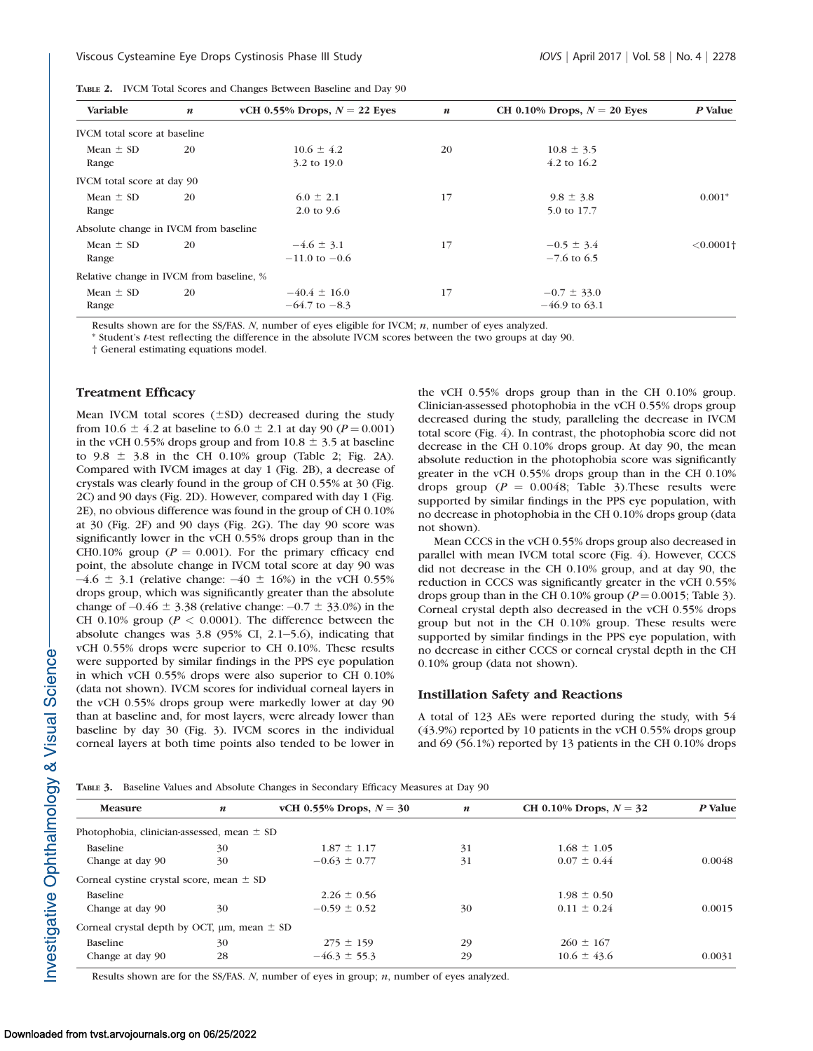**Table 2.** IVCM Total Scores and Changes Between Baseline and Day 90

| Variable | *n* | vCH 0.55% Drops, *N* = 22 Eyes | *n* | CH 0.10% Drops, *N* = 20 Eyes | *P* Value |
|---|---|---|---|---|---|
| IVCM total score at baseline | | | | | |
| Mean ± SD | 20 | 10.6 ± 4.2 | 20 | 10.8 ± 3.5 | |
| Range | | 3.2 to 19.0 | | 4.2 to 16.2 | |
| IVCM total score at day 90 | | | | | |
| Mean ± SD | 20 | 6.0 ± 2.1 | 17 | 9.8 ± 3.8 | 0.001* |
| Range | | 2.0 to 9.6 | | 5.0 to 17.7 | |
| Absolute change in IVCM from baseline | | | | | |
| Mean ± SD | 20 | −4.6 ± 3.1 | 17 | −0.5 ± 3.4 | <0.0001† |
| Range | | −11.0 to −0.6 | | −7.6 to 6.5 | |
| Relative change in IVCM from baseline, % | | | | | |
| Mean ± SD | 20 | −40.4 ± 16.0 | 17 | −0.7 ± 33.0 | |
| Range | | −64.7 to −8.3 | | −46.9 to 63.1 | |

Results shown are for the SS/FAS. *N*, number of eyes eligible for IVCM; *n*, number of eyes analyzed.

\* Student's *t*-test reflecting the difference in the absolute IVCM scores between the two groups at day 90.

† General estimating equations model.

## Treatment Efficacy

Mean IVCM total scores (±SD) decreased during the study from 10.6 ± 4.2 at baseline to 6.0 ± 2.1 at day 90 ($P = 0.001$) in the vCH 0.55% drops group and from 10.8 ± 3.5 at baseline to 9.8 ± 3.8 in the CH 0.10% group (Table 2; Fig. 2A). Compared with IVCM images at day 1 (Fig. 2B), a decrease of crystals was clearly found in the group of CH 0.55% at 30 (Fig. 2C) and 90 days (Fig. 2D). However, compared with day 1 (Fig. 2E), no obvious difference was found in the group of CH 0.10% at 30 (Fig. 2F) and 90 days (Fig. 2G). The day 90 score was significantly lower in the vCH 0.55% drops group than in the CH0.10% group ($P = 0.001$). For the primary efficacy end point, the absolute change in IVCM total score at day 90 was −4.6 ± 3.1 (relative change: −40 ± 16%) in the vCH 0.55% drops group, which was significantly greater than the absolute change of −0.46 ± 3.38 (relative change: −0.7 ± 33.0%) in the CH 0.10% group ($P < 0.0001$). The difference between the absolute changes was 3.8 (95% CI, 2.1–5.6), indicating that vCH 0.55% drops were superior to CH 0.10%. These results were supported by similar findings in the PPS eye population in which vCH 0.55% drops were also superior to CH 0.10% (data not shown). IVCM scores for individual corneal layers in the vCH 0.55% drops group were markedly lower at day 90 than at baseline and, for most layers, were already lower than baseline by day 30 (Fig. 3). IVCM scores in the individual corneal layers at both time points also tended to be lower in the vCH 0.55% drops group than in the CH 0.10% group. Clinician-assessed photophobia in the vCH 0.55% drops group decreased during the study, paralleling the decrease in IVCM total score (Fig. 4). In contrast, the photophobia score did not decrease in the CH 0.10% drops group. At day 90, the mean absolute reduction in the photophobia score was significantly greater in the vCH 0.55% drops group than in the CH 0.10% drops group ($P = 0.0048$; Table 3).These results were supported by similar findings in the PPS eye population, with no decrease in photophobia in the CH 0.10% drops group (data not shown).

Mean CCCS in the vCH 0.55% drops group also decreased in parallel with mean IVCM total score (Fig. 4). However, CCCS did not decrease in the CH 0.10% group, and at day 90, the reduction in CCCS was significantly greater in the vCH 0.55% drops group than in the CH 0.10% group ($P = 0.0015$; Table 3). Corneal crystal depth also decreased in the vCH 0.55% drops group but not in the CH 0.10% group. These results were supported by similar findings in the PPS eye population, with no decrease in either CCCS or corneal crystal depth in the CH 0.10% group (data not shown).

## Instillation Safety and Reactions

A total of 123 AEs were reported during the study, with 54 (43.9%) reported by 10 patients in the vCH 0.55% drops group and 69 (56.1%) reported by 13 patients in the CH 0.10% drops

**Table 3.** Baseline Values and Absolute Changes in Secondary Efficacy Measures at Day 90

| Measure | *n* | vCH 0.55% Drops, *N* = 30 | *n* | CH 0.10% Drops, *N* = 32 | *P* Value |
|---|---|---|---|---|---|
| Photophobia, clinician-assessed, mean ± SD | | | | | |
| Baseline | 30 | 1.87 ± 1.17 | 31 | 1.68 ± 1.05 | |
| Change at day 90 | 30 | −0.63 ± 0.77 | 31 | 0.07 ± 0.44 | 0.0048 |
| Corneal cystine crystal score, mean ± SD | | | | | |
| Baseline | | 2.26 ± 0.56 | | 1.98 ± 0.50 | |
| Change at day 90 | 30 | −0.59 ± 0.52 | 30 | 0.11 ± 0.24 | 0.0015 |
| Corneal crystal depth by OCT, μm, mean ± SD | | | | | |
| Baseline | 30 | 275 ± 159 | 29 | 260 ± 167 | |
| Change at day 90 | 28 | −46.3 ± 55.3 | 29 | 10.6 ± 43.6 | 0.0031 |

Results shown are for the SS/FAS. *N*, number of eyes in group; *n*, number of eyes analyzed.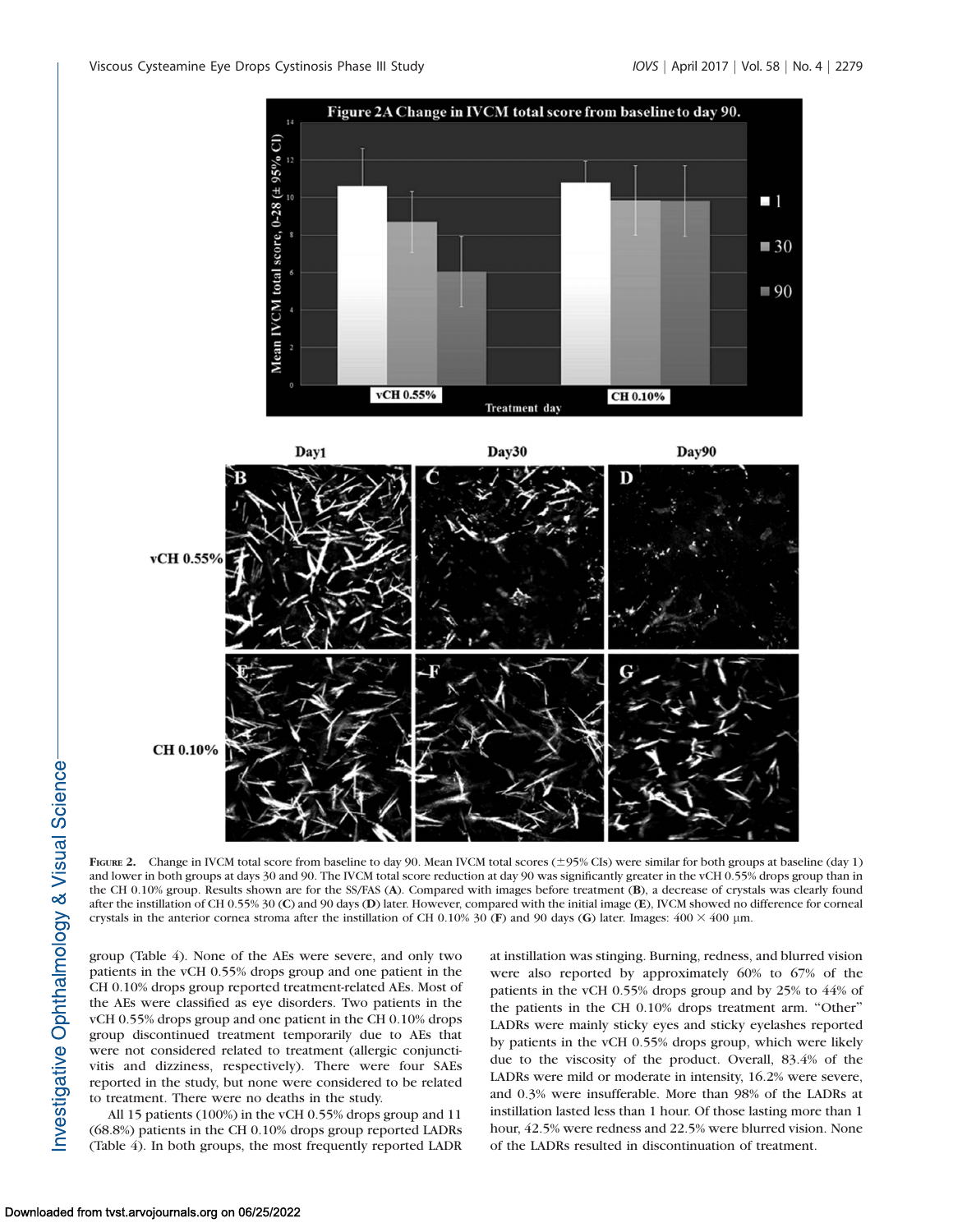**Figure 2.** Change in IVCM total score from baseline to day 90. Mean IVCM total scores (±95% CIs) were similar for both groups at baseline (day 1) and lower in both groups at days 30 and 90. The IVCM total score reduction at day 90 was significantly greater in the vCH 0.55% drops group than in the CH 0.10% group. Results shown are for the SS/FAS (**A**). Compared with images before treatment (**B**), a decrease of crystals was clearly found after the instillation of CH 0.55% 30 (**C**) and 90 days (**D**) later. However, compared with the initial image (**E**), IVCM showed no difference for corneal crystals in the anterior cornea stroma after the instillation of CH 0.10% 30 (**F**) and 90 days (**G**) later. Images: 400 × 400 μm.

group (Table 4). None of the AEs were severe, and only two patients in the vCH 0.55% drops group and one patient in the CH 0.10% drops group reported treatment-related AEs. Most of the AEs were classified as eye disorders. Two patients in the vCH 0.55% drops group and one patient in the CH 0.10% drops group discontinued treatment temporarily due to AEs that were not considered related to treatment (allergic conjunctivitis and dizziness, respectively). There were four SAEs reported in the study, but none were considered to be related to treatment. There were no deaths in the study.

All 15 patients (100%) in the vCH 0.55% drops group and 11 (68.8%) patients in the CH 0.10% drops group reported LADRs (Table 4). In both groups, the most frequently reported LADR at instillation was stinging. Burning, redness, and blurred vision were also reported by approximately 60% to 67% of the patients in the vCH 0.55% drops group and by 25% to 44% of the patients in the CH 0.10% drops treatment arm. "Other" LADRs were mainly sticky eyes and sticky eyelashes reported by patients in the vCH 0.55% drops group, which were likely due to the viscosity of the product. Overall, 83.4% of the LADRs were mild or moderate in intensity, 16.2% were severe, and 0.3% were insufferable. More than 98% of the LADRs at instillation lasted less than 1 hour. Of those lasting more than 1 hour, 42.5% were redness and 22.5% were blurred vision. None of the LADRs resulted in discontinuation of treatment.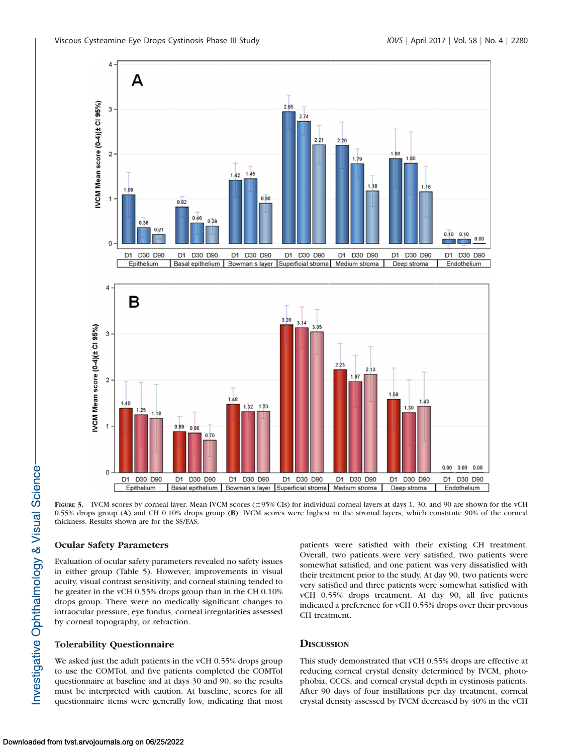**Figure 3.** IVCM scores by corneal layer. Mean IVCM scores (±95% CIs) for individual corneal layers at days 1, 30, and 90 are shown for the vCH 0.55% drops group (**A**) and CH 0.10% drops group (**B**). IVCM scores were highest in the stromal layers, which constitute 90% of the corneal thickness. Results shown are for the SS/FAS.

### Ocular Safety Parameters

Evaluation of ocular safety parameters revealed no safety issues in either group (Table 5). However, improvements in visual acuity, visual contrast sensitivity, and corneal staining tended to be greater in the vCH 0.55% drops group than in the CH 0.10% drops group. There were no medically significant changes to intraocular pressure, eye fundus, corneal irregularities assessed by corneal topography, or refraction.

### Tolerability Questionnaire

We asked just the adult patients in the vCH 0.55% drops group to use the COMTol, and five patients completed the COMTol questionnaire at baseline and at days 30 and 90, so the results must be interpreted with caution. At baseline, scores for all questionnaire items were generally low, indicating that most patients were satisfied with their existing CH treatment. Overall, two patients were very satisfied, two patients were somewhat satisfied, and one patient was very dissatisfied with their treatment prior to the study. At day 90, two patients were very satisfied and three patients were somewhat satisfied with vCH 0.55% drops treatment. At day 90, all five patients indicated a preference for vCH 0.55% drops over their previous CH treatment.

## Discussion

This study demonstrated that vCH 0.55% drops are effective at reducing corneal crystal density determined by IVCM, photophobia, CCCS, and corneal crystal depth in cystinosis patients. After 90 days of four instillations per day treatment, corneal crystal density assessed by IVCM decreased by 40% in the vCH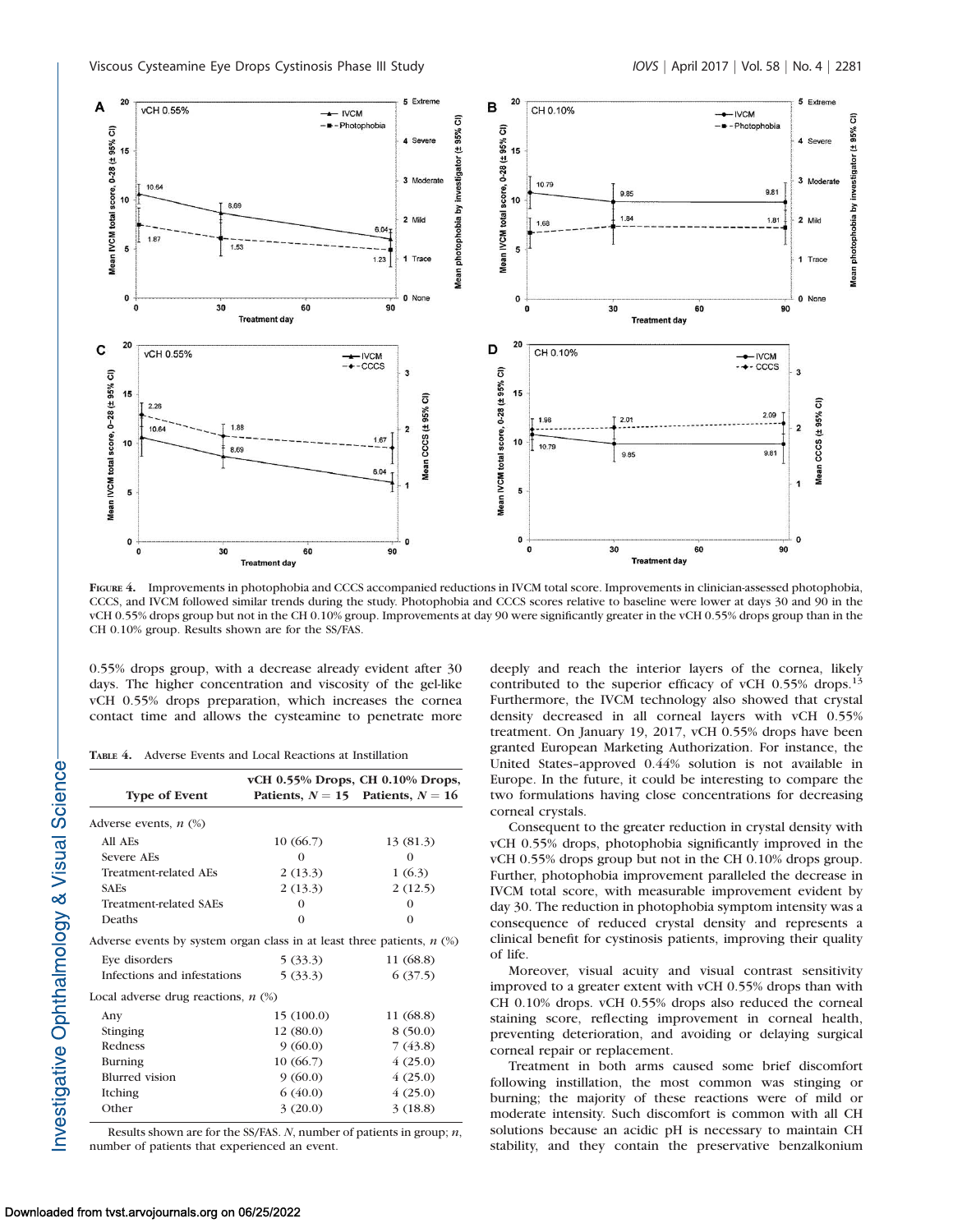FIGURE 4. Improvements in photophobia and CCCS accompanied reductions in IVCM total score. Improvements in clinician-assessed photophobia, CCCS, and IVCM followed similar trends during the study. Photophobia and CCCS scores relative to baseline were lower at days 30 and 90 in the vCH 0.55% drops group but not in the CH 0.10% group. Improvements at day 90 were significantly greater in the vCH 0.55% drops group than in the CH 0.10% group. Results shown are for the SS/FAS.

0.55% drops group, with a decrease already evident after 30 days. The higher concentration and viscosity of the gel-like vCH 0.55% drops preparation, which increases the cornea contact time and allows the cysteamine to penetrate more deeply and reach the interior layers of the cornea, likely contributed to the superior efficacy of vCH 0.55% drops.[13] Furthermore, the IVCM technology also showed that crystal density decreased in all corneal layers with vCH 0.55% treatment. On January 19, 2017, vCH 0.55% drops have been granted European Marketing Authorization. For instance, the United States–approved 0.44% solution is not available in Europe. In the future, it could be interesting to compare the two formulations having close concentrations for decreasing corneal crystals.

TABLE 4. Adverse Events and Local Reactions at Instillation

| Type of Event | vCH 0.55% Drops, Patients, $N = 15$ | CH 0.10% Drops, Patients, $N = 16$ |
|---|---|---|
| Adverse events, *n* (%) | | |
| All AEs | 10 (66.7) | 13 (81.3) |
| Severe AEs | 0 | 0 |
| Treatment-related AEs | 2 (13.3) | 1 (6.3) |
| SAEs | 2 (13.3) | 2 (12.5) |
| Treatment-related SAEs | 0 | 0 |
| Deaths | 0 | 0 |
| Adverse events by system organ class in at least three patients, *n* (%) | | |
| Eye disorders | 5 (33.3) | 11 (68.8) |
| Infections and infestations | 5 (33.3) | 6 (37.5) |
| Local adverse drug reactions, *n* (%) | | |
| Any | 15 (100.0) | 11 (68.8) |
| Stinging | 12 (80.0) | 8 (50.0) |
| Redness | 9 (60.0) | 7 (43.8) |
| Burning | 10 (66.7) | 4 (25.0) |
| Blurred vision | 9 (60.0) | 4 (25.0) |
| Itching | 6 (40.0) | 4 (25.0) |
| Other | 3 (20.0) | 3 (18.8) |

Results shown are for the SS/FAS. *N*, number of patients in group; *n*, number of patients that experienced an event.

Consequent to the greater reduction in crystal density with vCH 0.55% drops, photophobia significantly improved in the vCH 0.55% drops group but not in the CH 0.10% drops group. Further, photophobia improvement paralleled the decrease in IVCM total score, with measurable improvement evident by day 30. The reduction in photophobia symptom intensity was a consequence of reduced crystal density and represents a clinical benefit for cystinosis patients, improving their quality of life.

Moreover, visual acuity and visual contrast sensitivity improved to a greater extent with vCH 0.55% drops than with CH 0.10% drops. vCH 0.55% drops also reduced the corneal staining score, reflecting improvement in corneal health, preventing deterioration, and avoiding or delaying surgical corneal repair or replacement.

Treatment in both arms caused some brief discomfort following instillation, the most common was stinging or burning; the majority of these reactions were of mild or moderate intensity. Such discomfort is common with all CH solutions because an acidic pH is necessary to maintain CH stability, and they contain the preservative benzalkonium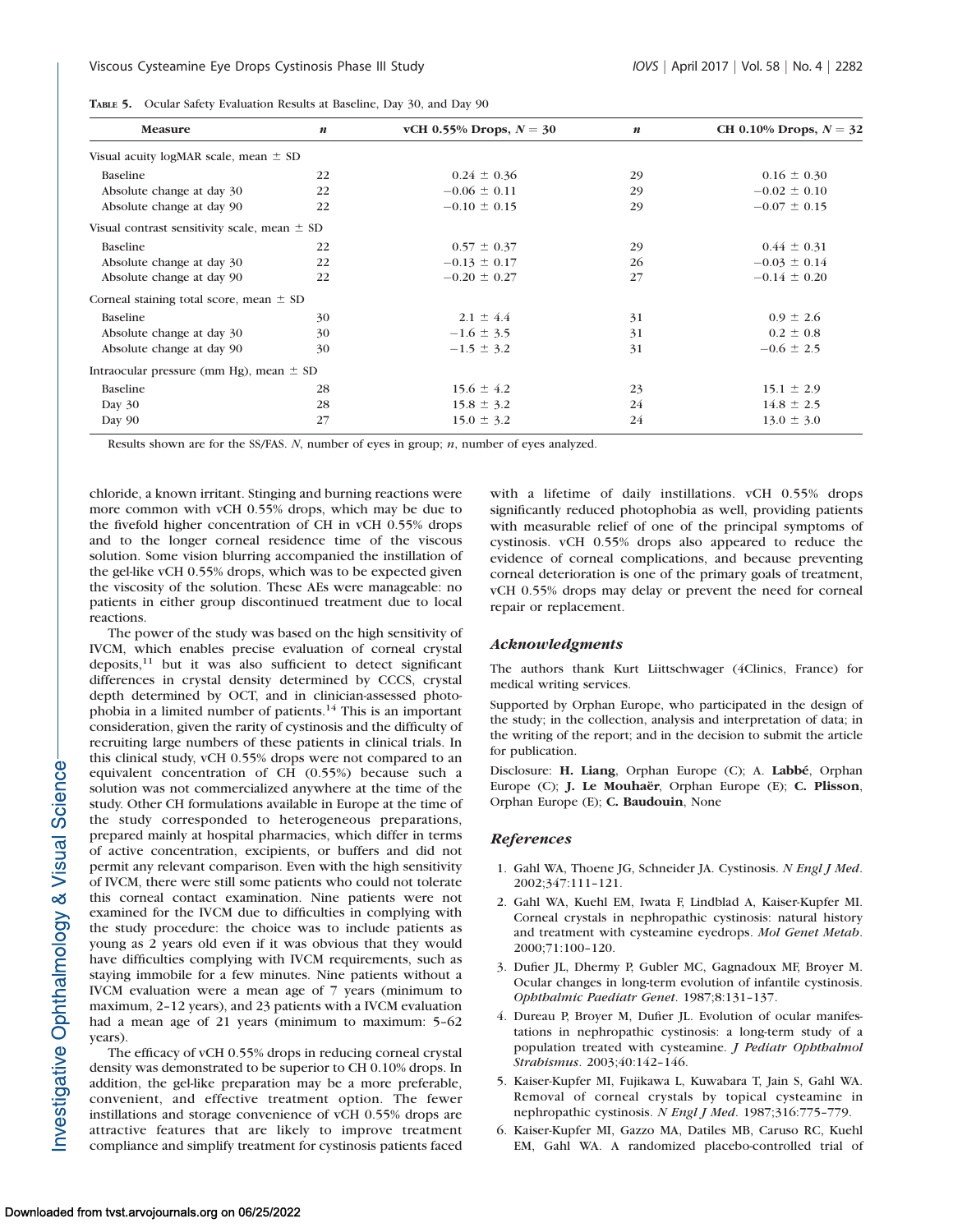**Table 5.** Ocular Safety Evaluation Results at Baseline, Day 30, and Day 90

| Measure | *n* | vCH 0.55% Drops, *N* = 30 | *n* | CH 0.10% Drops, *N* = 32 |
|---|---|---|---|---|
| Visual acuity logMAR scale, mean ± SD | | | | |
| Baseline | 22 | 0.24 ± 0.36 | 29 | 0.16 ± 0.30 |
| Absolute change at day 30 | 22 | −0.06 ± 0.11 | 29 | −0.02 ± 0.10 |
| Absolute change at day 90 | 22 | −0.10 ± 0.15 | 29 | −0.07 ± 0.15 |
| Visual contrast sensitivity scale, mean ± SD | | | | |
| Baseline | 22 | 0.57 ± 0.37 | 29 | 0.44 ± 0.31 |
| Absolute change at day 30 | 22 | −0.13 ± 0.17 | 26 | −0.03 ± 0.14 |
| Absolute change at day 90 | 22 | −0.20 ± 0.27 | 27 | −0.14 ± 0.20 |
| Corneal staining total score, mean ± SD | | | | |
| Baseline | 30 | 2.1 ± 4.4 | 31 | 0.9 ± 2.6 |
| Absolute change at day 30 | 30 | −1.6 ± 3.5 | 31 | 0.2 ± 0.8 |
| Absolute change at day 90 | 30 | −1.5 ± 3.2 | 31 | −0.6 ± 2.5 |
| Intraocular pressure (mm Hg), mean ± SD | | | | |
| Baseline | 28 | 15.6 ± 4.2 | 23 | 15.1 ± 2.9 |
| Day 30 | 28 | 15.8 ± 3.2 | 24 | 14.8 ± 2.5 |
| Day 90 | 27 | 15.0 ± 3.2 | 24 | 13.0 ± 3.0 |

Results shown are for the SS/FAS. *N*, number of eyes in group; *n*, number of eyes analyzed.

chloride, a known irritant. Stinging and burning reactions were more common with vCH 0.55% drops, which may be due to the fivefold higher concentration of CH in vCH 0.55% drops and to the longer corneal residence time of the viscous solution. Some vision blurring accompanied the instillation of the gel-like vCH 0.55% drops, which was to be expected given the viscosity of the solution. These AEs were manageable: no patients in either group discontinued treatment due to local reactions.

The power of the study was based on the high sensitivity of IVCM, which enables precise evaluation of corneal crystal deposits,[11] but it was also sufficient to detect significant differences in crystal density determined by CCCS, crystal depth determined by OCT, and in clinician-assessed photophobia in a limited number of patients.[14] This is an important consideration, given the rarity of cystinosis and the difficulty of recruiting large numbers of these patients in clinical trials. In this clinical study, vCH 0.55% drops were not compared to an equivalent concentration of CH (0.55%) because such a solution was not commercialized anywhere at the time of the study. Other CH formulations available in Europe at the time of the study corresponded to heterogeneous preparations, prepared mainly at hospital pharmacies, which differ in terms of active concentration, excipients, or buffers and did not permit any relevant comparison. Even with the high sensitivity of IVCM, there were still some patients who could not tolerate this corneal contact examination. Nine patients were not examined for the IVCM due to difficulties in complying with the study procedure: the choice was to include patients as young as 2 years old even if it was obvious that they would have difficulties complying with IVCM requirements, such as staying immobile for a few minutes. Nine patients without a IVCM evaluation were a mean age of 7 years (minimum to maximum, 2–12 years), and 23 patients with a IVCM evaluation had a mean age of 21 years (minimum to maximum: 5–62 years).

The efficacy of vCH 0.55% drops in reducing corneal crystal density was demonstrated to be superior to CH 0.10% drops. In addition, the gel-like preparation may be a more preferable, convenient, and effective treatment option. The fewer instillations and storage convenience of vCH 0.55% drops are attractive features that are likely to improve treatment compliance and simplify treatment for cystinosis patients faced with a lifetime of daily instillations. vCH 0.55% drops significantly reduced photophobia as well, providing patients with measurable relief of one of the principal symptoms of cystinosis. vCH 0.55% drops also appeared to reduce the evidence of corneal complications, and because preventing corneal deterioration is one of the primary goals of treatment, vCH 0.55% drops may delay or prevent the need for corneal repair or replacement.

## *Acknowledgments*

The authors thank Kurt Liittschwager (4Clinics, France) for medical writing services.

Supported by Orphan Europe, who participated in the design of the study; in the collection, analysis and interpretation of data; in the writing of the report; and in the decision to submit the article for publication.

Disclosure: **H. Liang**, Orphan Europe (C); A. **Labbé**, Orphan Europe (C); **J. Le Mouhaër**, Orphan Europe (E); **C. Plisson**, Orphan Europe (E); **C. Baudouin**, None

## *References*

1. Gahl WA, Thoene JG, Schneider JA. Cystinosis. *N Engl J Med*. 2002;347:111–121.
2. Gahl WA, Kuehl EM, Iwata F, Lindblad A, Kaiser-Kupfer MI. Corneal crystals in nephropathic cystinosis: natural history and treatment with cysteamine eyedrops. *Mol Genet Metab*. 2000;71:100–120.
3. Dufier JL, Dhermy P, Gubler MC, Gagnadoux MF, Broyer M. Ocular changes in long-term evolution of infantile cystinosis. *Ophthalmic Paediatr Genet*. 1987;8:131–137.
4. Dureau P, Broyer M, Dufier JL. Evolution of ocular manifestations in nephropathic cystinosis: a long-term study of a population treated with cysteamine. *J Pediatr Ophthalmol Strabismus*. 2003;40:142–146.
5. Kaiser-Kupfer MI, Fujikawa L, Kuwabara T, Jain S, Gahl WA. Removal of corneal crystals by topical cysteamine in nephropathic cystinosis. *N Engl J Med*. 1987;316:775–779.
6. Kaiser-Kupfer MI, Gazzo MA, Datiles MB, Caruso RC, Kuehl EM, Gahl WA. A randomized placebo-controlled trial of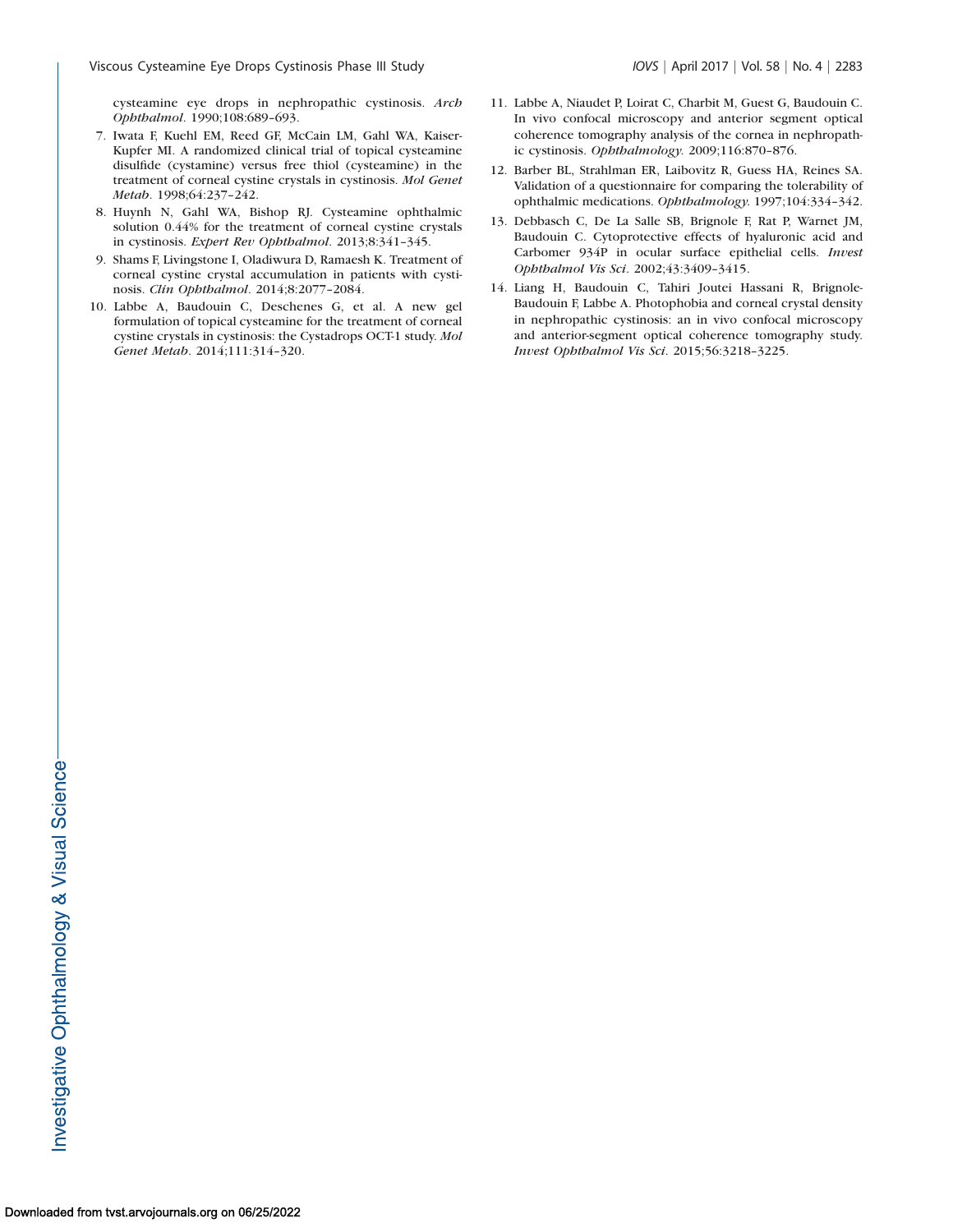cysteamine eye drops in nephropathic cystinosis. *Arch Ophthalmol*. 1990;108:689–693.

7. Iwata F, Kuehl EM, Reed GF, McCain LM, Gahl WA, Kaiser-Kupfer MI. A randomized clinical trial of topical cysteamine disulfide (cystamine) versus free thiol (cysteamine) in the treatment of corneal cystine crystals in cystinosis. *Mol Genet Metab*. 1998;64:237–242.
8. Huynh N, Gahl WA, Bishop RJ. Cysteamine ophthalmic solution 0.44% for the treatment of corneal cystine crystals in cystinosis. *Expert Rev Ophthalmol*. 2013;8:341–345.
9. Shams F, Livingstone I, Oladiwura D, Ramaesh K. Treatment of corneal cystine crystal accumulation in patients with cystinosis. *Clin Ophthalmol*. 2014;8:2077–2084.
10. Labbe A, Baudouin C, Deschenes G, et al. A new gel formulation of topical cysteamine for the treatment of corneal cystine crystals in cystinosis: the Cystadrops OCT-1 study. *Mol Genet Metab*. 2014;111:314–320.
11. Labbe A, Niaudet P, Loirat C, Charbit M, Guest G, Baudouin C. In vivo confocal microscopy and anterior segment optical coherence tomography analysis of the cornea in nephropathic cystinosis. *Ophthalmology.* 2009;116:870–876.
12. Barber BL, Strahlman ER, Laibovitz R, Guess HA, Reines SA. Validation of a questionnaire for comparing the tolerability of ophthalmic medications. *Ophthalmology.* 1997;104:334–342.
13. Debbasch C, De La Salle SB, Brignole F, Rat P, Warnet JM, Baudouin C. Cytoprotective effects of hyaluronic acid and Carbomer 934P in ocular surface epithelial cells. *Invest Ophthalmol Vis Sci*. 2002;43:3409–3415.
14. Liang H, Baudouin C, Tahiri Joutei Hassani R, Brignole-Baudouin F, Labbe A. Photophobia and corneal crystal density in nephropathic cystinosis: an in vivo confocal microscopy and anterior-segment optical coherence tomography study. *Invest Ophthalmol Vis Sci*. 2015;56:3218–3225.